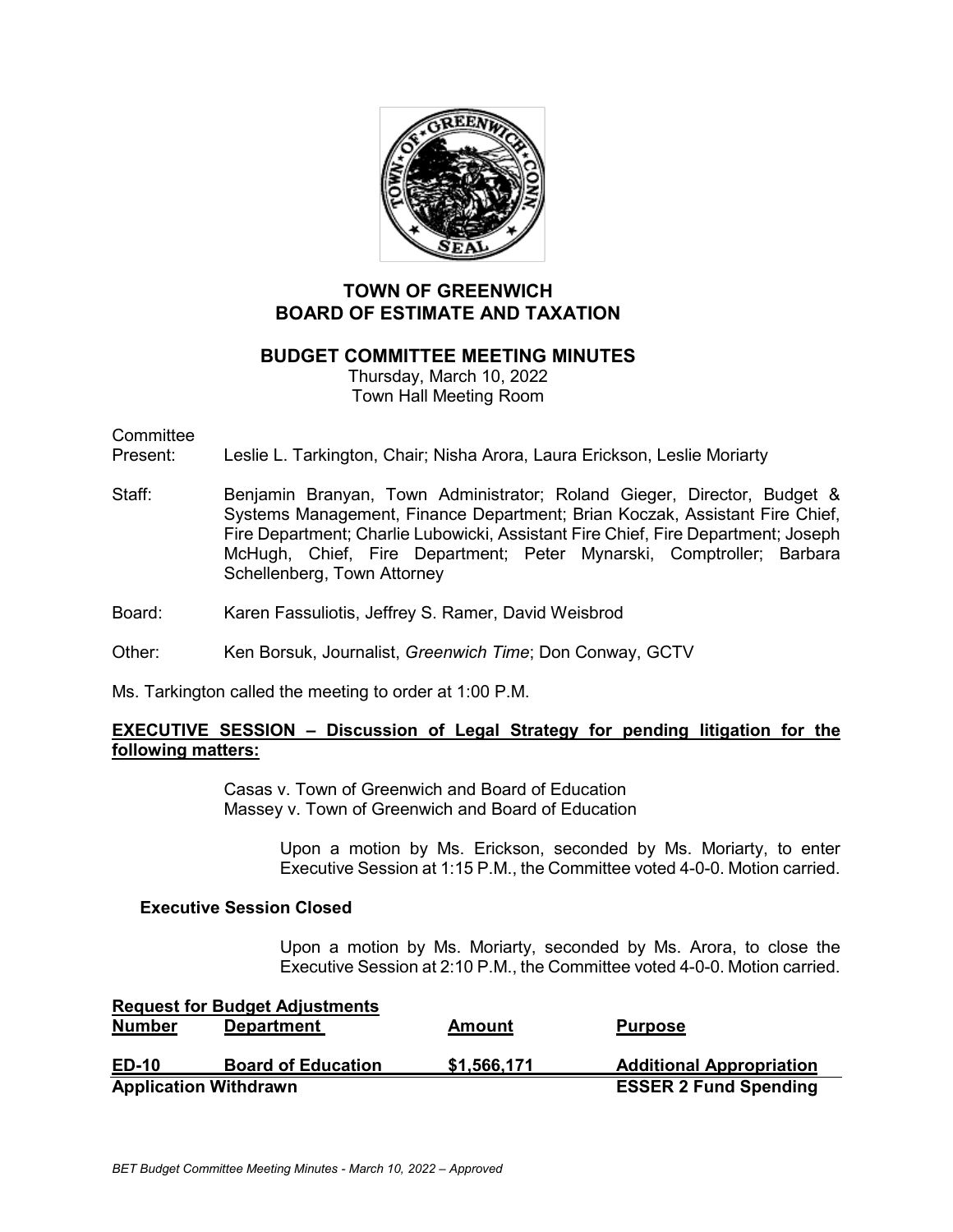# TOWN OF GREENWICH
# BOARD OF ESTIMATE AND TAXATION

## BUDGET COMMITTEE MEETING MINUTES

Thursday, March 10, 2022
Town Hall Meeting Room

Committee Present: Leslie L. Tarkington, Chair; Nisha Arora, Laura Erickson, Leslie Moriarty

Staff: Benjamin Branyan, Town Administrator; Roland Gieger, Director, Budget & Systems Management, Finance Department; Brian Koczak, Assistant Fire Chief, Fire Department; Charlie Lubowicki, Assistant Fire Chief, Fire Department; Joseph McHugh, Chief, Fire Department; Peter Mynarski, Comptroller; Barbara Schellenberg, Town Attorney

Board: Karen Fassuliotis, Jeffrey S. Ramer, David Weisbrod

Other: Ken Borsuk, Journalist, *Greenwich Time*; Don Conway, GCTV

Ms. Tarkington called the meeting to order at 1:00 P.M.

**EXECUTIVE SESSION – Discussion of Legal Strategy for pending litigation for the following matters:**

Casas v. Town of Greenwich and Board of Education
Massey v. Town of Greenwich and Board of Education

Upon a motion by Ms. Erickson, seconded by Ms. Moriarty, to enter Executive Session at 1:15 P.M., the Committee voted 4-0-0. Motion carried.

**Executive Session Closed**

Upon a motion by Ms. Moriarty, seconded by Ms. Arora, to close the Executive Session at 2:10 P.M., the Committee voted 4-0-0. Motion carried.

**Request for Budget Adjustments**

| Number | Department | Amount | Purpose |
|---|---|---|---|
| **ED-10** | **Board of Education** | **$1,566,171** | **Additional Appropriation** |
| **Application Withdrawn** | | | **ESSER 2 Fund Spending** |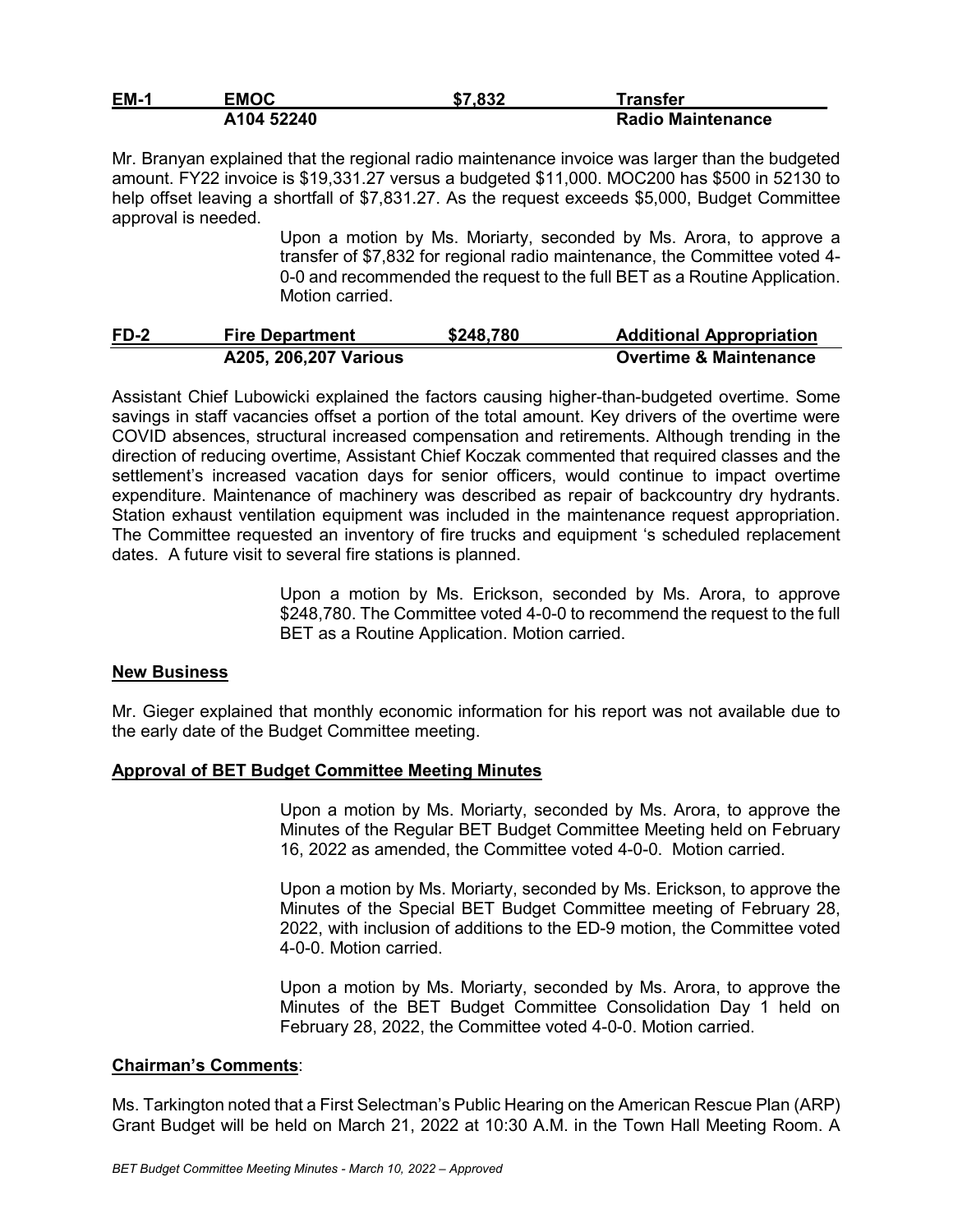| EM-1 | EMOC | $7,832 | Transfer |
|---|---|---|---|
| | A104 52240 | | Radio Maintenance |

Mr. Branyan explained that the regional radio maintenance invoice was larger than the budgeted amount. FY22 invoice is $19,331.27 versus a budgeted $11,000. MOC200 has $500 in 52130 to help offset leaving a shortfall of $7,831.27. As the request exceeds $5,000, Budget Committee approval is needed.

> Upon a motion by Ms. Moriarty, seconded by Ms. Arora, to approve a transfer of $7,832 for regional radio maintenance, the Committee voted 4-0-0 and recommended the request to the full BET as a Routine Application. Motion carried.

| FD-2 | Fire Department | $248,780 | Additional Appropriation |
|---|---|---|---|
| | A205, 206,207 Various | | Overtime & Maintenance |

Assistant Chief Lubowicki explained the factors causing higher-than-budgeted overtime. Some savings in staff vacancies offset a portion of the total amount. Key drivers of the overtime were COVID absences, structural increased compensation and retirements. Although trending in the direction of reducing overtime, Assistant Chief Koczak commented that required classes and the settlement's increased vacation days for senior officers, would continue to impact overtime expenditure. Maintenance of machinery was described as repair of backcountry dry hydrants. Station exhaust ventilation equipment was included in the maintenance request appropriation. The Committee requested an inventory of fire trucks and equipment 's scheduled replacement dates. A future visit to several fire stations is planned.

> Upon a motion by Ms. Erickson, seconded by Ms. Arora, to approve $248,780. The Committee voted 4-0-0 to recommend the request to the full BET as a Routine Application. Motion carried.

**New Business**

Mr. Gieger explained that monthly economic information for his report was not available due to the early date of the Budget Committee meeting.

**Approval of BET Budget Committee Meeting Minutes**

> Upon a motion by Ms. Moriarty, seconded by Ms. Arora, to approve the Minutes of the Regular BET Budget Committee Meeting held on February 16, 2022 as amended, the Committee voted 4-0-0. Motion carried.

> Upon a motion by Ms. Moriarty, seconded by Ms. Erickson, to approve the Minutes of the Special BET Budget Committee meeting of February 28, 2022, with inclusion of additions to the ED-9 motion, the Committee voted 4-0-0. Motion carried.

> Upon a motion by Ms. Moriarty, seconded by Ms. Arora, to approve the Minutes of the BET Budget Committee Consolidation Day 1 held on February 28, 2022, the Committee voted 4-0-0. Motion carried.

**Chairman's Comments**:

Ms. Tarkington noted that a First Selectman's Public Hearing on the American Rescue Plan (ARP) Grant Budget will be held on March 21, 2022 at 10:30 A.M. in the Town Hall Meeting Room. A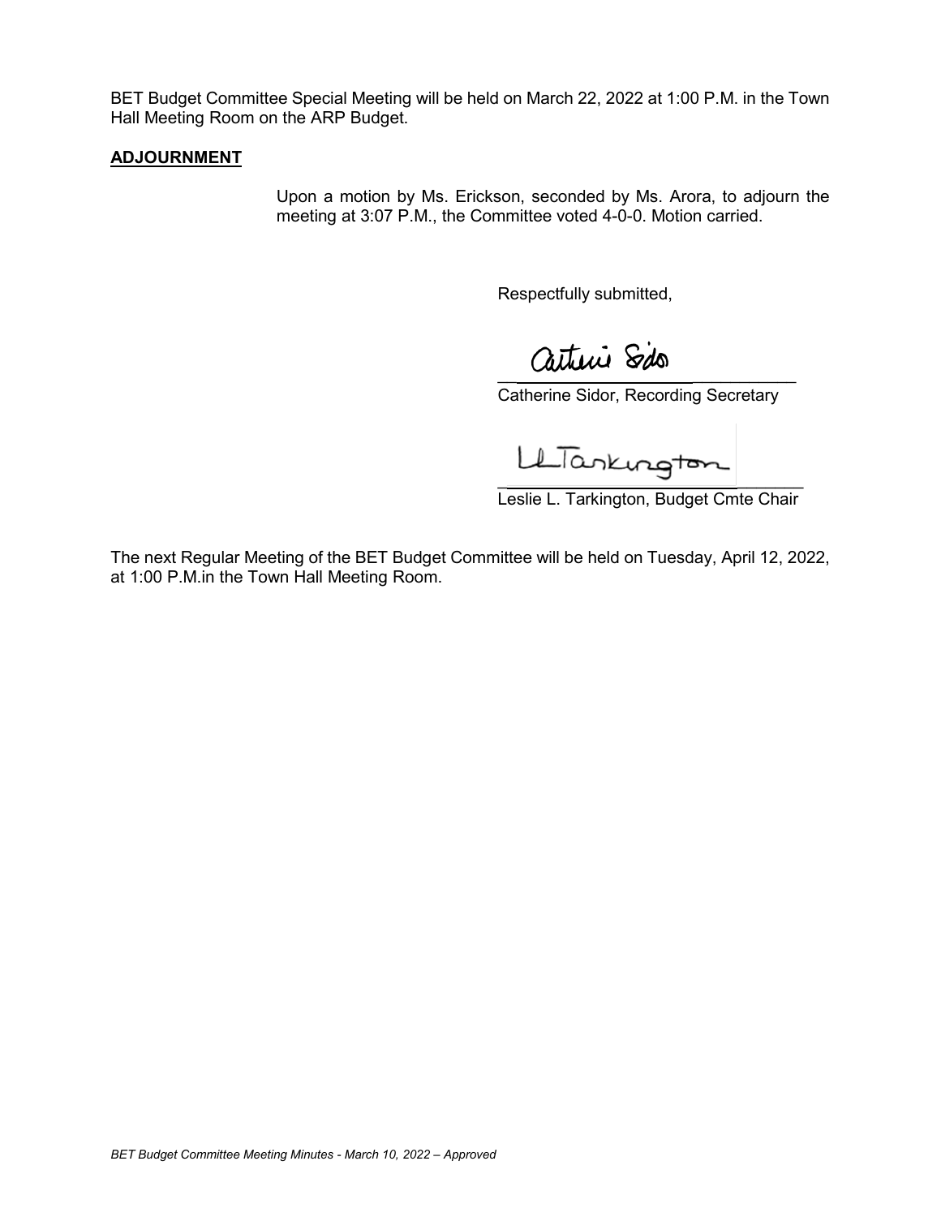BET Budget Committee Special Meeting will be held on March 22, 2022 at 1:00 P.M. in the Town Hall Meeting Room on the ARP Budget.

**ADJOURNMENT**

Upon a motion by Ms. Erickson, seconded by Ms. Arora, to adjourn the meeting at 3:07 P.M., the Committee voted 4-0-0. Motion carried.

Respectfully submitted,

Catherine Sidor, Recording Secretary

Leslie L. Tarkington, Budget Cmte Chair

The next Regular Meeting of the BET Budget Committee will be held on Tuesday, April 12, 2022, at 1:00 P.M.in the Town Hall Meeting Room.